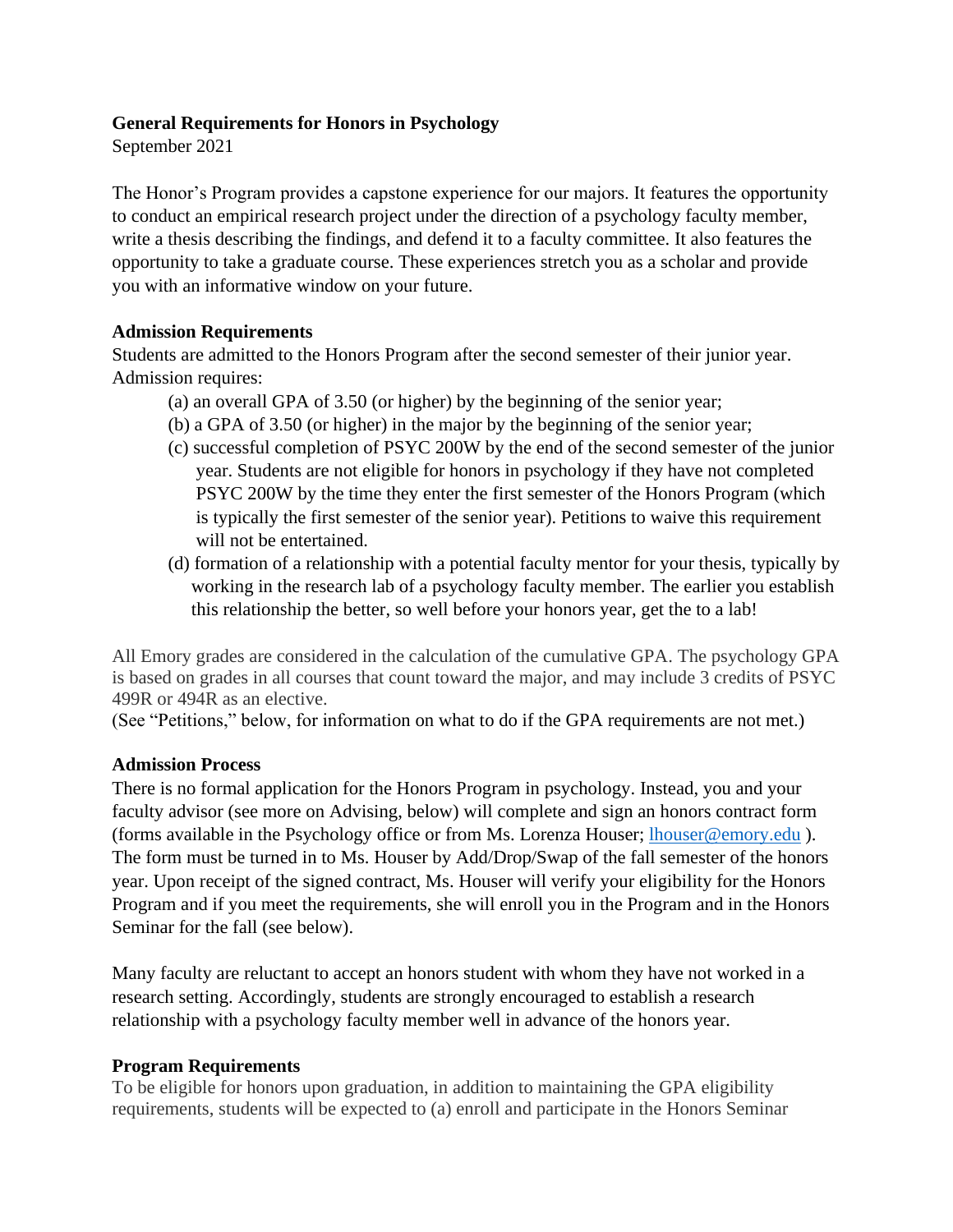**General Requirements for Honors in Psychology**

September 2021

The Honor's Program provides a capstone experience for our majors. It features the opportunity to conduct an empirical research project under the direction of a psychology faculty member, write a thesis describing the findings, and defend it to a faculty committee. It also features the opportunity to take a graduate course. These experiences stretch you as a scholar and provide you with an informative window on your future.

**Admission Requirements**

Students are admitted to the Honors Program after the second semester of their junior year. Admission requires:

(a) an overall GPA of 3.50 (or higher) by the beginning of the senior year;

(b) a GPA of 3.50 (or higher) in the major by the beginning of the senior year;

(c) successful completion of PSYC 200W by the end of the second semester of the junior year. Students are not eligible for honors in psychology if they have not completed PSYC 200W by the time they enter the first semester of the Honors Program (which is typically the first semester of the senior year). Petitions to waive this requirement will not be entertained.

(d) formation of a relationship with a potential faculty mentor for your thesis, typically by working in the research lab of a psychology faculty member. The earlier you establish this relationship the better, so well before your honors year, get the to a lab!

All Emory grades are considered in the calculation of the cumulative GPA. The psychology GPA is based on grades in all courses that count toward the major, and may include 3 credits of PSYC 499R or 494R as an elective.

(See "Petitions," below, for information on what to do if the GPA requirements are not met.)

**Admission Process**

There is no formal application for the Honors Program in psychology. Instead, you and your faculty advisor (see more on Advising, below) will complete and sign an honors contract form (forms available in the Psychology office or from Ms. Lorenza Houser; lhouser@emory.edu ). The form must be turned in to Ms. Houser by Add/Drop/Swap of the fall semester of the honors year. Upon receipt of the signed contract, Ms. Houser will verify your eligibility for the Honors Program and if you meet the requirements, she will enroll you in the Program and in the Honors Seminar for the fall (see below).

Many faculty are reluctant to accept an honors student with whom they have not worked in a research setting. Accordingly, students are strongly encouraged to establish a research relationship with a psychology faculty member well in advance of the honors year.

**Program Requirements**

To be eligible for honors upon graduation, in addition to maintaining the GPA eligibility requirements, students will be expected to (a) enroll and participate in the Honors Seminar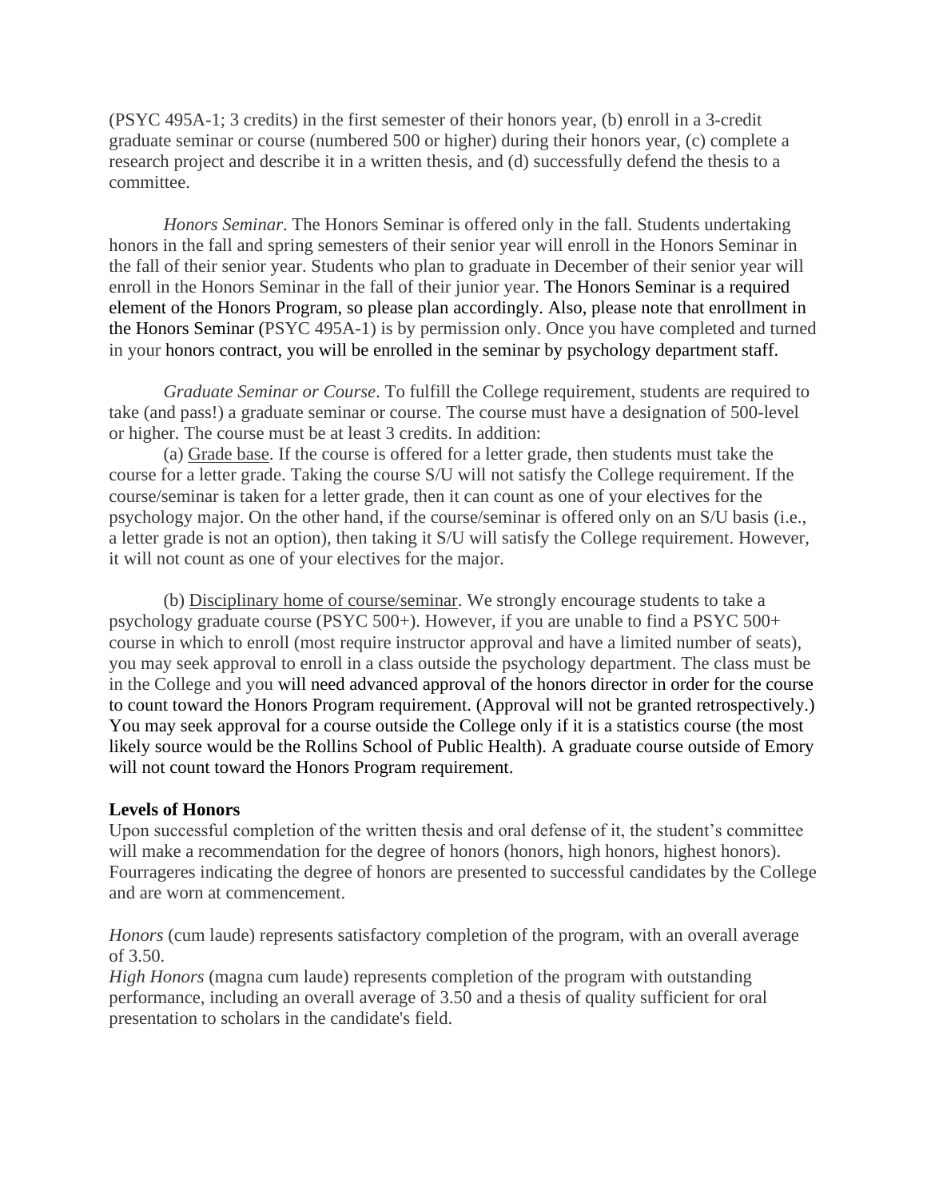(PSYC 495A-1; 3 credits) in the first semester of their honors year, (b) enroll in a 3-credit graduate seminar or course (numbered 500 or higher) during their honors year, (c) complete a research project and describe it in a written thesis, and (d) successfully defend the thesis to a committee.

*Honors Seminar*. The Honors Seminar is offered only in the fall. Students undertaking honors in the fall and spring semesters of their senior year will enroll in the Honors Seminar in the fall of their senior year. Students who plan to graduate in December of their senior year will enroll in the Honors Seminar in the fall of their junior year. The Honors Seminar is a required element of the Honors Program, so please plan accordingly. Also, please note that enrollment in the Honors Seminar (PSYC 495A-1) is by permission only. Once you have completed and turned in your honors contract, you will be enrolled in the seminar by psychology department staff.

*Graduate Seminar or Course*. To fulfill the College requirement, students are required to take (and pass!) a graduate seminar or course. The course must have a designation of 500-level or higher. The course must be at least 3 credits. In addition:

(a) Grade base. If the course is offered for a letter grade, then students must take the course for a letter grade. Taking the course S/U will not satisfy the College requirement. If the course/seminar is taken for a letter grade, then it can count as one of your electives for the psychology major. On the other hand, if the course/seminar is offered only on an S/U basis (i.e., a letter grade is not an option), then taking it S/U will satisfy the College requirement. However, it will not count as one of your electives for the major.

(b) Disciplinary home of course/seminar. We strongly encourage students to take a psychology graduate course (PSYC 500+). However, if you are unable to find a PSYC 500+ course in which to enroll (most require instructor approval and have a limited number of seats), you may seek approval to enroll in a class outside the psychology department. The class must be in the College and you will need advanced approval of the honors director in order for the course to count toward the Honors Program requirement. (Approval will not be granted retrospectively.) You may seek approval for a course outside the College only if it is a statistics course (the most likely source would be the Rollins School of Public Health). A graduate course outside of Emory will not count toward the Honors Program requirement.

**Levels of Honors**

Upon successful completion of the written thesis and oral defense of it, the student's committee will make a recommendation for the degree of honors (honors, high honors, highest honors). Fourrageres indicating the degree of honors are presented to successful candidates by the College and are worn at commencement.

*Honors* (cum laude) represents satisfactory completion of the program, with an overall average of 3.50.

*High Honors* (magna cum laude) represents completion of the program with outstanding performance, including an overall average of 3.50 and a thesis of quality sufficient for oral presentation to scholars in the candidate's field.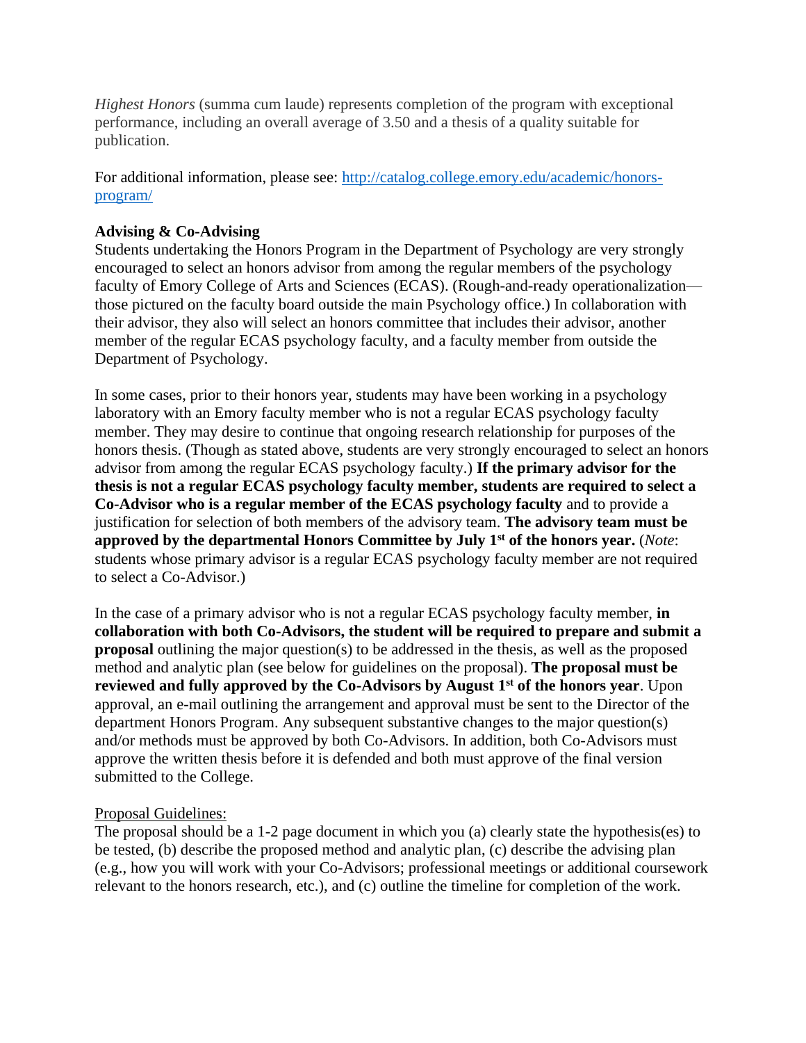*Highest Honors* (summa cum laude) represents completion of the program with exceptional performance, including an overall average of 3.50 and a thesis of a quality suitable for publication.

For additional information, please see: [http://catalog.college.emory.edu/academic/honors-program/](http://catalog.college.emory.edu/academic/honors-program/)

**Advising & Co-Advising**

Students undertaking the Honors Program in the Department of Psychology are very strongly encouraged to select an honors advisor from among the regular members of the psychology faculty of Emory College of Arts and Sciences (ECAS). (Rough-and-ready operationalization—those pictured on the faculty board outside the main Psychology office.) In collaboration with their advisor, they also will select an honors committee that includes their advisor, another member of the regular ECAS psychology faculty, and a faculty member from outside the Department of Psychology.

In some cases, prior to their honors year, students may have been working in a psychology laboratory with an Emory faculty member who is not a regular ECAS psychology faculty member. They may desire to continue that ongoing research relationship for purposes of the honors thesis. (Though as stated above, students are very strongly encouraged to select an honors advisor from among the regular ECAS psychology faculty.) **If the primary advisor for the thesis is not a regular ECAS psychology faculty member, students are required to select a Co-Advisor who is a regular member of the ECAS psychology faculty** and to provide a justification for selection of both members of the advisory team. **The advisory team must be approved by the departmental Honors Committee by July 1st of the honors year.** (*Note*: students whose primary advisor is a regular ECAS psychology faculty member are not required to select a Co-Advisor.)

In the case of a primary advisor who is not a regular ECAS psychology faculty member, **in collaboration with both Co-Advisors, the student will be required to prepare and submit a proposal** outlining the major question(s) to be addressed in the thesis, as well as the proposed method and analytic plan (see below for guidelines on the proposal). **The proposal must be reviewed and fully approved by the Co-Advisors by August 1st of the honors year**. Upon approval, an e-mail outlining the arrangement and approval must be sent to the Director of the department Honors Program. Any subsequent substantive changes to the major question(s) and/or methods must be approved by both Co-Advisors. In addition, both Co-Advisors must approve the written thesis before it is defended and both must approve of the final version submitted to the College.

<u>Proposal Guidelines:</u>

The proposal should be a 1-2 page document in which you (a) clearly state the hypothesis(es) to be tested, (b) describe the proposed method and analytic plan, (c) describe the advising plan (e.g., how you will work with your Co-Advisors; professional meetings or additional coursework relevant to the honors research, etc.), and (c) outline the timeline for completion of the work.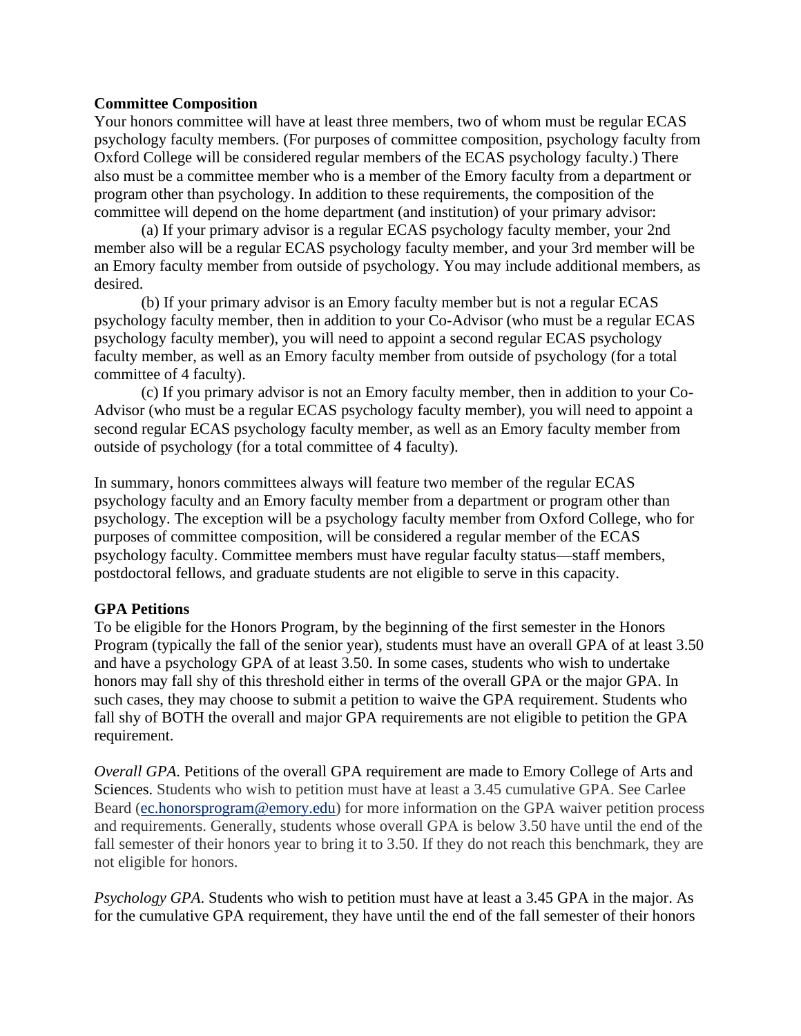**Committee Composition**

Your honors committee will have at least three members, two of whom must be regular ECAS psychology faculty members. (For purposes of committee composition, psychology faculty from Oxford College will be considered regular members of the ECAS psychology faculty.) There also must be a committee member who is a member of the Emory faculty from a department or program other than psychology. In addition to these requirements, the composition of the committee will depend on the home department (and institution) of your primary advisor:

(a) If your primary advisor is a regular ECAS psychology faculty member, your 2nd member also will be a regular ECAS psychology faculty member, and your 3rd member will be an Emory faculty member from outside of psychology. You may include additional members, as desired.

(b) If your primary advisor is an Emory faculty member but is not a regular ECAS psychology faculty member, then in addition to your Co-Advisor (who must be a regular ECAS psychology faculty member), you will need to appoint a second regular ECAS psychology faculty member, as well as an Emory faculty member from outside of psychology (for a total committee of 4 faculty).

(c) If you primary advisor is not an Emory faculty member, then in addition to your Co-Advisor (who must be a regular ECAS psychology faculty member), you will need to appoint a second regular ECAS psychology faculty member, as well as an Emory faculty member from outside of psychology (for a total committee of 4 faculty).

In summary, honors committees always will feature two member of the regular ECAS psychology faculty and an Emory faculty member from a department or program other than psychology. The exception will be a psychology faculty member from Oxford College, who for purposes of committee composition, will be considered a regular member of the ECAS psychology faculty. Committee members must have regular faculty status—staff members, postdoctoral fellows, and graduate students are not eligible to serve in this capacity.

**GPA Petitions**

To be eligible for the Honors Program, by the beginning of the first semester in the Honors Program (typically the fall of the senior year), students must have an overall GPA of at least 3.50 and have a psychology GPA of at least 3.50. In some cases, students who wish to undertake honors may fall shy of this threshold either in terms of the overall GPA or the major GPA. In such cases, they may choose to submit a petition to waive the GPA requirement. Students who fall shy of BOTH the overall and major GPA requirements are not eligible to petition the GPA requirement.

*Overall GPA.* Petitions of the overall GPA requirement are made to Emory College of Arts and Sciences. Students who wish to petition must have at least a 3.45 cumulative GPA. See Carlee Beard (ec.honorsprogram@emory.edu) for more information on the GPA waiver petition process and requirements. Generally, students whose overall GPA is below 3.50 have until the end of the fall semester of their honors year to bring it to 3.50. If they do not reach this benchmark, they are not eligible for honors.

*Psychology GPA.* Students who wish to petition must have at least a 3.45 GPA in the major. As for the cumulative GPA requirement, they have until the end of the fall semester of their honors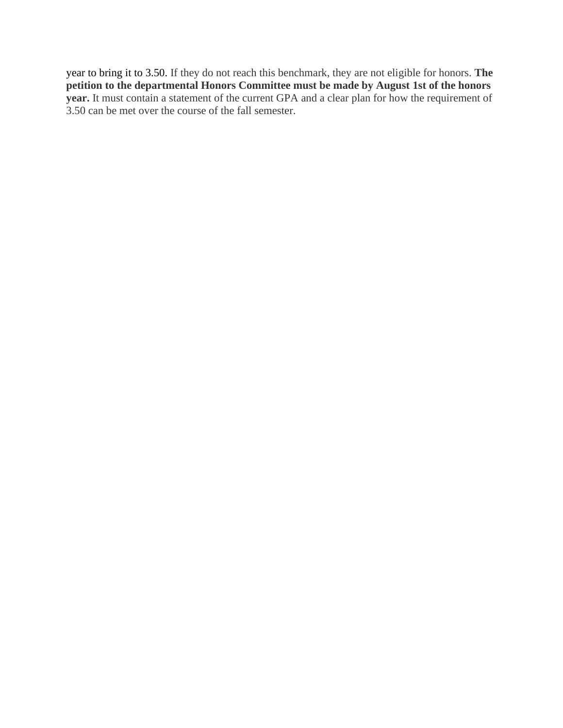year to bring it to 3.50. If they do not reach this benchmark, they are not eligible for honors. **The petition to the departmental Honors Committee must be made by August 1st of the honors year.** It must contain a statement of the current GPA and a clear plan for how the requirement of 3.50 can be met over the course of the fall semester.